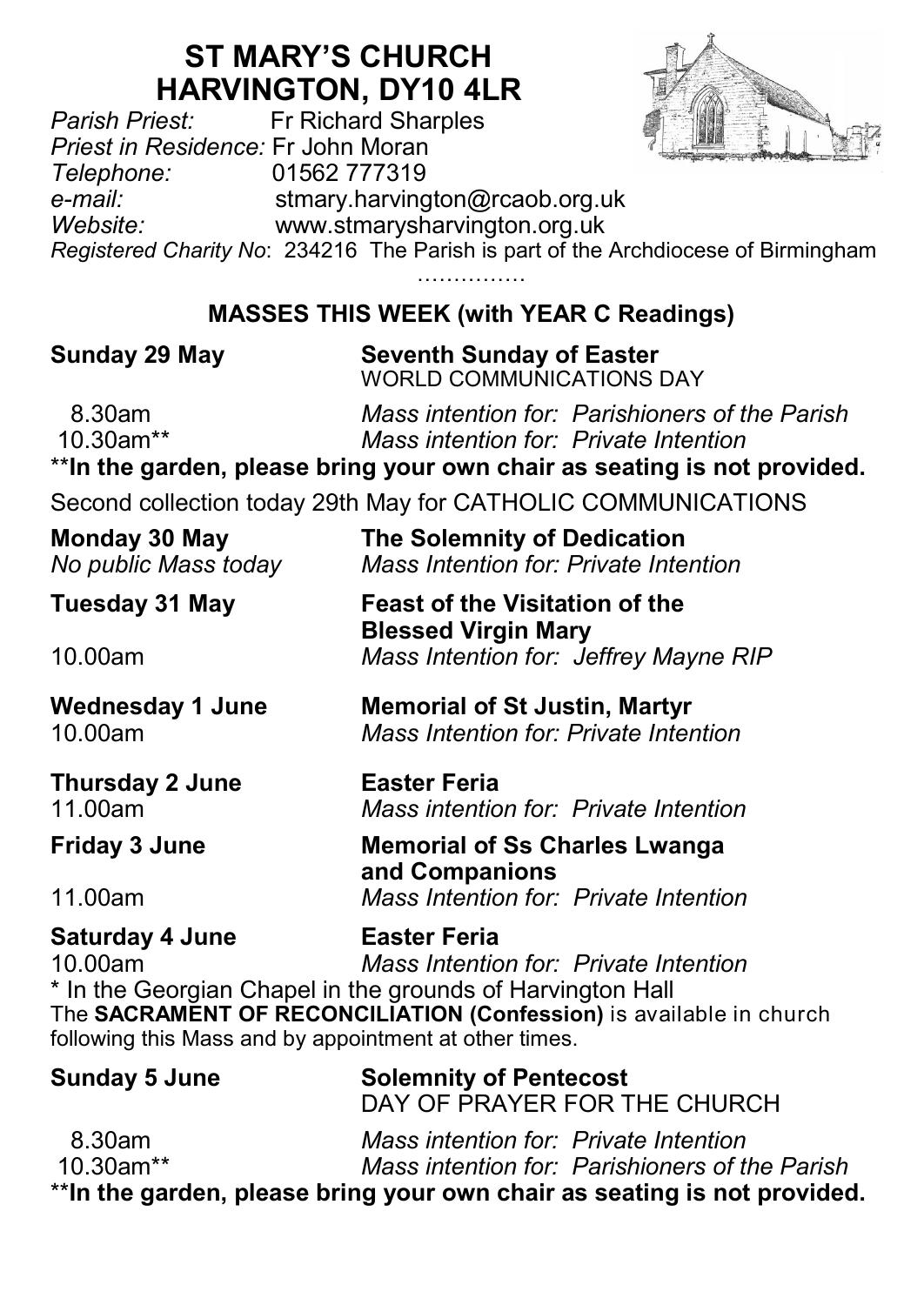# ST MARY'S CHURCH
# HARVINGTON, DY10 4LR

*Parish Priest:* Fr Richard Sharples
*Priest in Residence:* Fr John Moran
*Telephone:* 01562 777319
*e-mail:* stmary.harvington@rcaob.org.uk
*Website:* www.stmarysharvington.org.uk
*Registered Charity No*: 234216 The Parish is part of the Archdiocese of Birmingham

……………

## MASSES THIS WEEK (with YEAR C Readings)

**Sunday 29 May** — **Seventh Sunday of Easter**
WORLD COMMUNICATIONS DAY

8.30am — *Mass intention for: Parishioners of the Parish*
10.30am** — *Mass intention for: Private Intention*

****In the garden, please bring your own chair as seating is not provided.**

Second collection today 29th May for CATHOLIC COMMUNICATIONS

**Monday 30 May** — **The Solemnity of Dedication**
*No public Mass today* — *Mass Intention for: Private Intention*

**Tuesday 31 May** — **Feast of the Visitation of the Blessed Virgin Mary**
10.00am — *Mass Intention for: Jeffrey Mayne RIP*

**Wednesday 1 June** — **Memorial of St Justin, Martyr**
10.00am — *Mass Intention for: Private Intention*

**Thursday 2 June** — **Easter Feria**
11.00am — *Mass intention for: Private Intention*

**Friday 3 June** — **Memorial of Ss Charles Lwanga and Companions**
11.00am — *Mass Intention for: Private Intention*

**Saturday 4 June** — **Easter Feria**
10.00am — *Mass Intention for: Private Intention*

* In the Georgian Chapel in the grounds of Harvington Hall

The **SACRAMENT OF RECONCILIATION (Confession)** is available in church following this Mass and by appointment at other times.

**Sunday 5 June** — **Solemnity of Pentecost**
DAY OF PRAYER FOR THE CHURCH

8.30am — *Mass intention for: Private Intention*
10.30am** — *Mass intention for: Parishioners of the Parish*

****In the garden, please bring your own chair as seating is not provided.**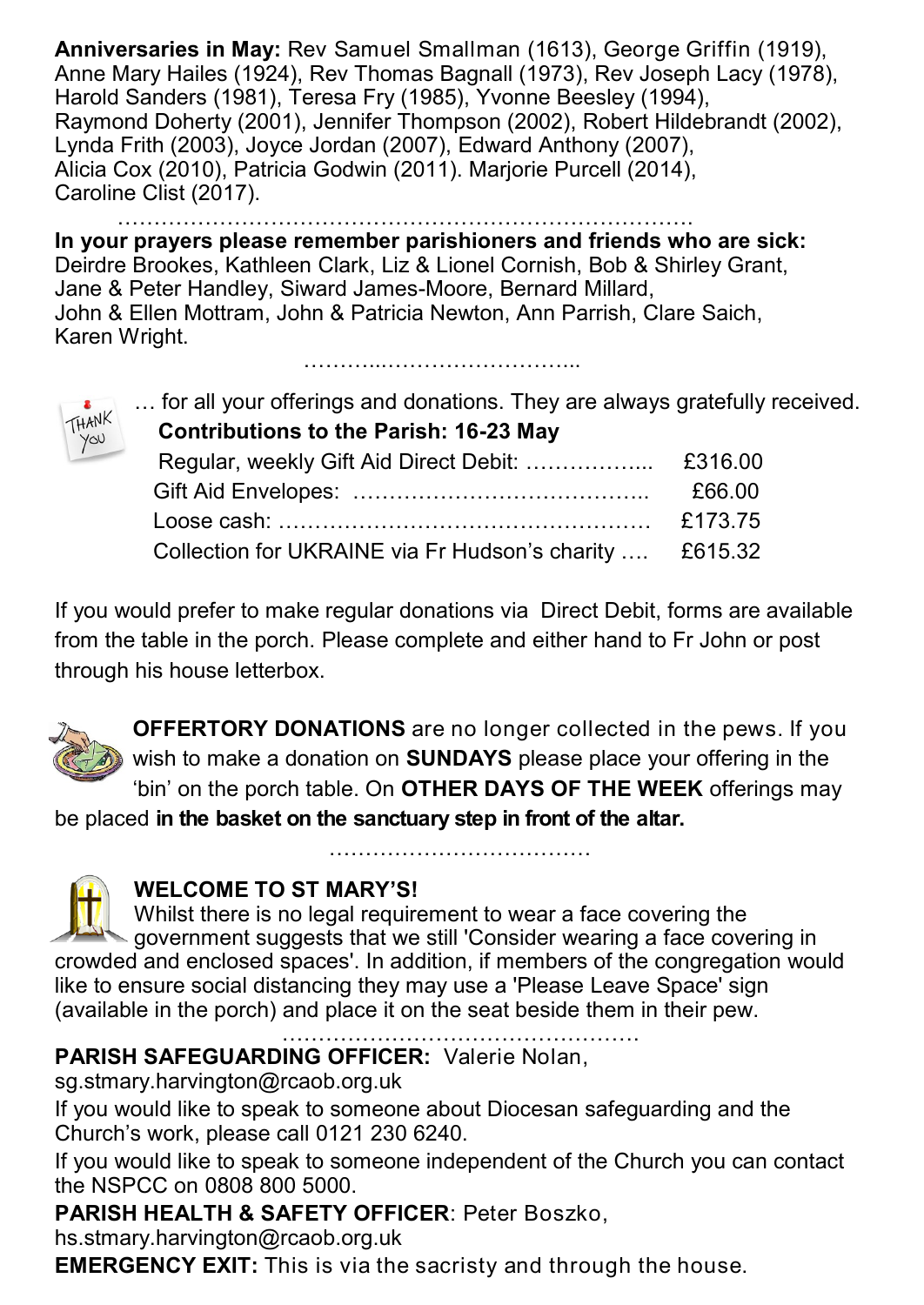**Anniversaries in May:** Rev Samuel Smallman (1613), George Griffin (1919), Anne Mary Hailes (1924), Rev Thomas Bagnall (1973), Rev Joseph Lacy (1978), Harold Sanders (1981), Teresa Fry (1985), Yvonne Beesley (1994), Raymond Doherty (2001), Jennifer Thompson (2002), Robert Hildebrandt (2002), Lynda Frith (2003), Joyce Jordan (2007), Edward Anthony (2007), Alicia Cox (2010), Patricia Godwin (2011). Marjorie Purcell (2014), Caroline Clist (2017).

…………………………………………………………………….

**In your prayers please remember parishioners and friends who are sick:** Deirdre Brookes, Kathleen Clark, Liz & Lionel Cornish, Bob & Shirley Grant, Jane & Peter Handley, Siward James-Moore, Bernard Millard, John & Ellen Mottram, John & Patricia Newton, Ann Parrish, Clare Saich, Karen Wright.

………..……………………...

THANK YOU … for all your offerings and donations. They are always gratefully received.

**Contributions to the Parish: 16-23 May**

| | |
|---|---|
| Regular, weekly Gift Aid Direct Debit: …………….. | £316.00 |
| Gift Aid Envelopes: ………………………………….. | £66.00 |
| Loose cash: …………………………………………… | £173.75 |
| Collection for UKRAINE via Fr Hudson's charity …. | £615.32 |

If you would prefer to make regular donations via Direct Debit, forms are available from the table in the porch. Please complete and either hand to Fr John or post through his house letterbox.

**OFFERTORY DONATIONS** are no longer collected in the pews. If you wish to make a donation on **SUNDAYS** please place your offering in the 'bin' on the porch table. On **OTHER DAYS OF THE WEEK** offerings may be placed **in the basket on the sanctuary step in front of the altar.**

………………………………

**WELCOME TO ST MARY'S!**

Whilst there is no legal requirement to wear a face covering the government suggests that we still 'Consider wearing a face covering in crowded and enclosed spaces'. In addition, if members of the congregation would like to ensure social distancing they may use a 'Please Leave Space' sign (available in the porch) and place it on the seat beside them in their pew.

…………………………………………

**PARISH SAFEGUARDING OFFICER:** Valerie Nolan, sg.stmary.harvington@rcaob.org.uk

If you would like to speak to someone about Diocesan safeguarding and the Church's work, please call 0121 230 6240.

If you would like to speak to someone independent of the Church you can contact the NSPCC on 0808 800 5000.

**PARISH HEALTH & SAFETY OFFICER**: Peter Boszko, hs.stmary.harvington@rcaob.org.uk

**EMERGENCY EXIT:** This is via the sacristy and through the house.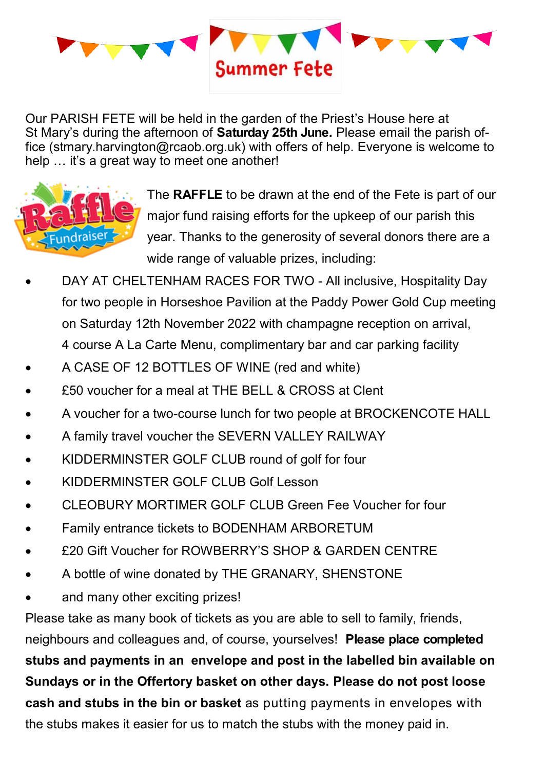# Summer Fete

Our PARISH FETE will be held in the garden of the Priest's House here at St Mary's during the afternoon of **Saturday 25th June.** Please email the parish office (stmary.harvington@rcaob.org.uk) with offers of help. Everyone is welcome to help … it's a great way to meet one another!

The **RAFFLE** to be drawn at the end of the Fete is part of our major fund raising efforts for the upkeep of our parish this year. Thanks to the generosity of several donors there are a wide range of valuable prizes, including:

- DAY AT CHELTENHAM RACES FOR TWO - All inclusive, Hospitality Day for two people in Horseshoe Pavilion at the Paddy Power Gold Cup meeting on Saturday 12th November 2022 with champagne reception on arrival, 4 course A La Carte Menu, complimentary bar and car parking facility
- A CASE OF 12 BOTTLES OF WINE (red and white)
- £50 voucher for a meal at THE BELL & CROSS at Clent
- A voucher for a two-course lunch for two people at BROCKENCOTE HALL
- A family travel voucher the SEVERN VALLEY RAILWAY
- KIDDERMINSTER GOLF CLUB round of golf for four
- KIDDERMINSTER GOLF CLUB Golf Lesson
- CLEOBURY MORTIMER GOLF CLUB Green Fee Voucher for four
- Family entrance tickets to BODENHAM ARBORETUM
- £20 Gift Voucher for ROWBERRY'S SHOP & GARDEN CENTRE
- A bottle of wine donated by THE GRANARY, SHENSTONE
- and many other exciting prizes!

Please take as many book of tickets as you are able to sell to family, friends, neighbours and colleagues and, of course, yourselves! **Please place completed stubs and payments in an envelope and post in the labelled bin available on Sundays or in the Offertory basket on other days. Please do not post loose cash and stubs in the bin or basket** as putting payments in envelopes with the stubs makes it easier for us to match the stubs with the money paid in.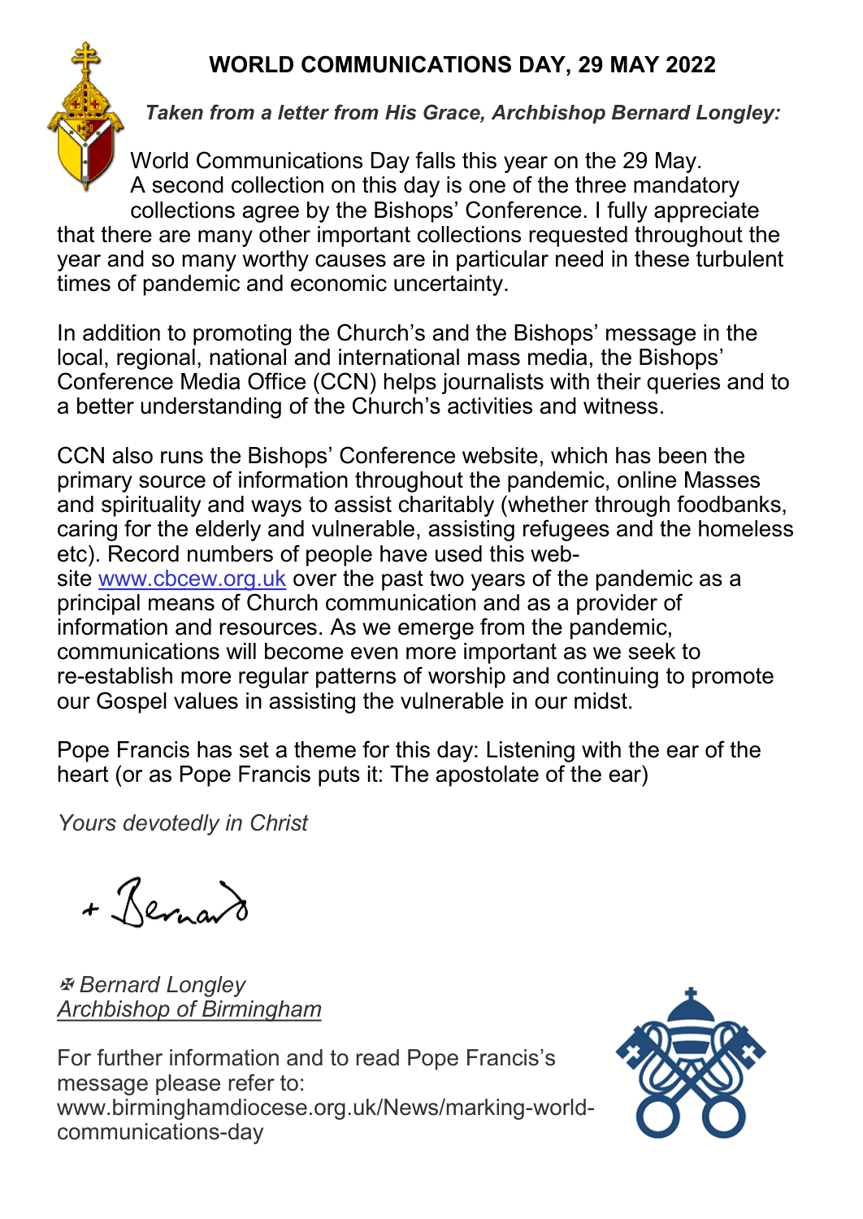## WORLD COMMUNICATIONS DAY, 29 MAY 2022

***Taken from a letter from His Grace, Archbishop Bernard Longley:***

World Communications Day falls this year on the 29 May. A second collection on this day is one of the three mandatory collections agree by the Bishops' Conference. I fully appreciate that there are many other important collections requested throughout the year and so many worthy causes are in particular need in these turbulent times of pandemic and economic uncertainty.

In addition to promoting the Church's and the Bishops' message in the local, regional, national and international mass media, the Bishops' Conference Media Office (CCN) helps journalists with their queries and to a better understanding of the Church's activities and witness.

CCN also runs the Bishops' Conference website, which has been the primary source of information throughout the pandemic, online Masses and spirituality and ways to assist charitably (whether through foodbanks, caring for the elderly and vulnerable, assisting refugees and the homeless etc). Record numbers of people have used this web-site www.cbcew.org.uk over the past two years of the pandemic as a principal means of Church communication and as a provider of information and resources. As we emerge from the pandemic, communications will become even more important as we seek to re-establish more regular patterns of worship and continuing to promote our Gospel values in assisting the vulnerable in our midst.

Pope Francis has set a theme for this day: Listening with the ear of the heart (or as Pope Francis puts it: The apostolate of the ear)

*Yours devotedly in Christ*

+ Bernard

✠ *Bernard Longley*
*Archbishop of Birmingham*

For further information and to read Pope Francis's message please refer to: www.birminghamdiocese.org.uk/News/marking-world-communications-day